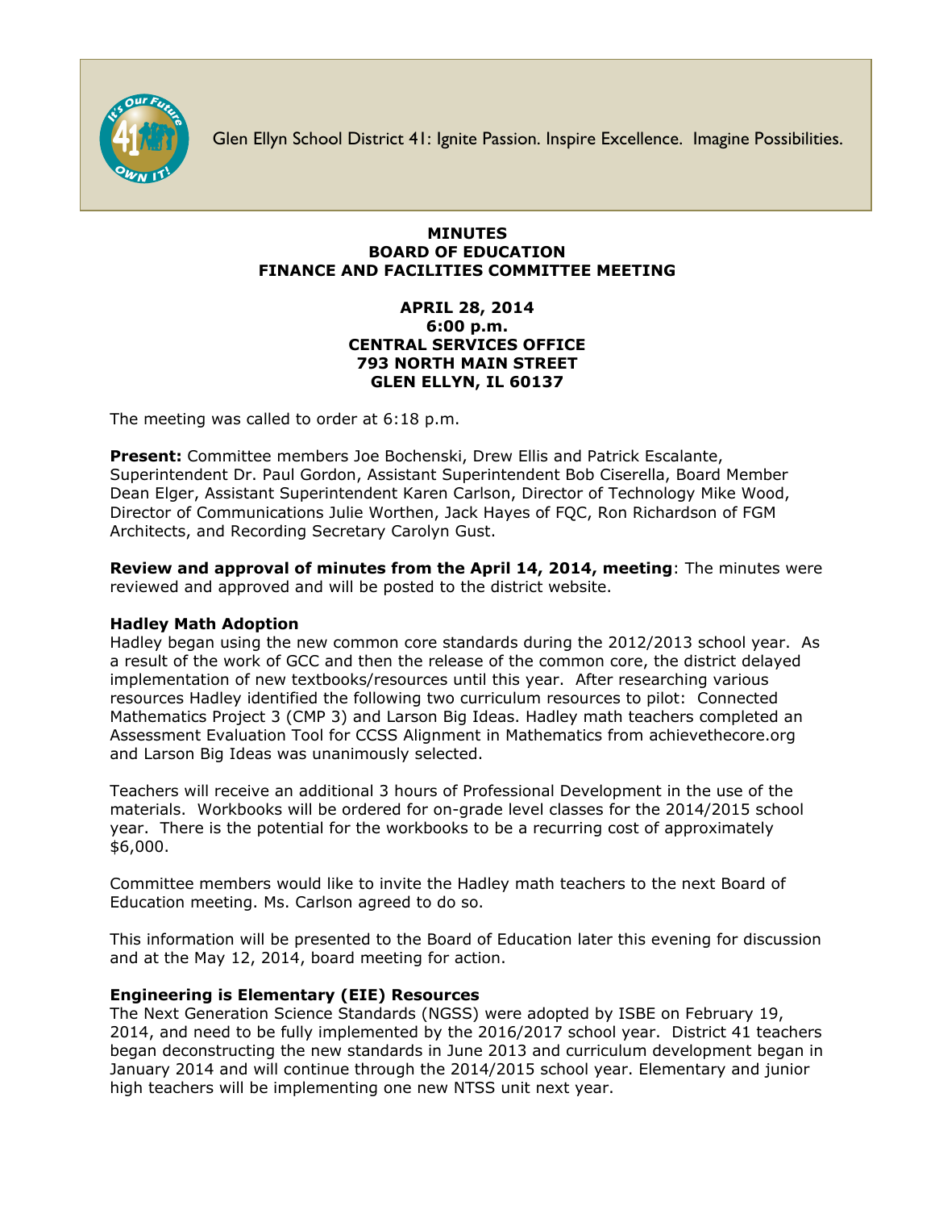Glen Ellyn School District 41: Ignite Passion. Inspire Excellence. Imagine Possibilities.

# MINUTES
# BOARD OF EDUCATION
# FINANCE AND FACILITIES COMMITTEE MEETING

**APRIL 28, 2014**
**6:00 p.m.**
**CENTRAL SERVICES OFFICE**
**793 NORTH MAIN STREET**
**GLEN ELLYN, IL 60137**

The meeting was called to order at 6:18 p.m.

**Present:** Committee members Joe Bochenski, Drew Ellis and Patrick Escalante, Superintendent Dr. Paul Gordon, Assistant Superintendent Bob Ciserella, Board Member Dean Elger, Assistant Superintendent Karen Carlson, Director of Technology Mike Wood, Director of Communications Julie Worthen, Jack Hayes of FQC, Ron Richardson of FGM Architects, and Recording Secretary Carolyn Gust.

**Review and approval of minutes from the April 14, 2014, meeting**: The minutes were reviewed and approved and will be posted to the district website.

**Hadley Math Adoption**
Hadley began using the new common core standards during the 2012/2013 school year. As a result of the work of GCC and then the release of the common core, the district delayed implementation of new textbooks/resources until this year. After researching various resources Hadley identified the following two curriculum resources to pilot: Connected Mathematics Project 3 (CMP 3) and Larson Big Ideas. Hadley math teachers completed an Assessment Evaluation Tool for CCSS Alignment in Mathematics from achievethecore.org and Larson Big Ideas was unanimously selected.

Teachers will receive an additional 3 hours of Professional Development in the use of the materials. Workbooks will be ordered for on-grade level classes for the 2014/2015 school year. There is the potential for the workbooks to be a recurring cost of approximately $6,000.

Committee members would like to invite the Hadley math teachers to the next Board of Education meeting. Ms. Carlson agreed to do so.

This information will be presented to the Board of Education later this evening for discussion and at the May 12, 2014, board meeting for action.

**Engineering is Elementary (EIE) Resources**
The Next Generation Science Standards (NGSS) were adopted by ISBE on February 19, 2014, and need to be fully implemented by the 2016/2017 school year. District 41 teachers began deconstructing the new standards in June 2013 and curriculum development began in January 2014 and will continue through the 2014/2015 school year. Elementary and junior high teachers will be implementing one new NTSS unit next year.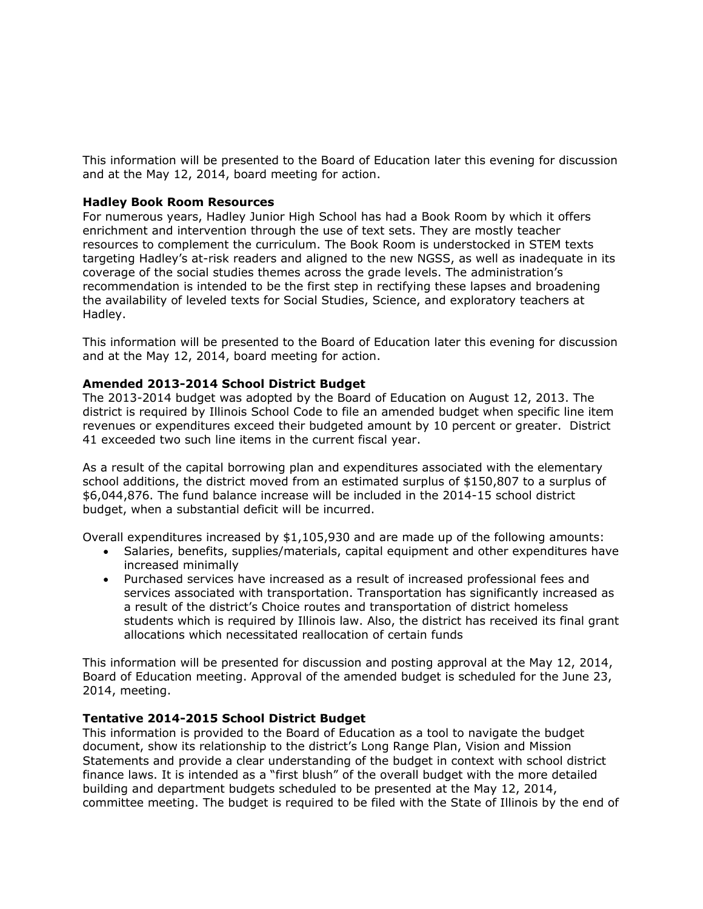This information will be presented to the Board of Education later this evening for discussion and at the May 12, 2014, board meeting for action.

**Hadley Book Room Resources**

For numerous years, Hadley Junior High School has had a Book Room by which it offers enrichment and intervention through the use of text sets. They are mostly teacher resources to complement the curriculum. The Book Room is understocked in STEM texts targeting Hadley's at-risk readers and aligned to the new NGSS, as well as inadequate in its coverage of the social studies themes across the grade levels. The administration's recommendation is intended to be the first step in rectifying these lapses and broadening the availability of leveled texts for Social Studies, Science, and exploratory teachers at Hadley.

This information will be presented to the Board of Education later this evening for discussion and at the May 12, 2014, board meeting for action.

**Amended 2013-2014 School District Budget**

The 2013-2014 budget was adopted by the Board of Education on August 12, 2013. The district is required by Illinois School Code to file an amended budget when specific line item revenues or expenditures exceed their budgeted amount by 10 percent or greater. District 41 exceeded two such line items in the current fiscal year.

As a result of the capital borrowing plan and expenditures associated with the elementary school additions, the district moved from an estimated surplus of $150,807 to a surplus of $6,044,876. The fund balance increase will be included in the 2014-15 school district budget, when a substantial deficit will be incurred.

Overall expenditures increased by $1,105,930 and are made up of the following amounts:

- Salaries, benefits, supplies/materials, capital equipment and other expenditures have increased minimally
- Purchased services have increased as a result of increased professional fees and services associated with transportation. Transportation has significantly increased as a result of the district's Choice routes and transportation of district homeless students which is required by Illinois law. Also, the district has received its final grant allocations which necessitated reallocation of certain funds

This information will be presented for discussion and posting approval at the May 12, 2014, Board of Education meeting. Approval of the amended budget is scheduled for the June 23, 2014, meeting.

**Tentative 2014-2015 School District Budget**

This information is provided to the Board of Education as a tool to navigate the budget document, show its relationship to the district's Long Range Plan, Vision and Mission Statements and provide a clear understanding of the budget in context with school district finance laws. It is intended as a "first blush" of the overall budget with the more detailed building and department budgets scheduled to be presented at the May 12, 2014, committee meeting. The budget is required to be filed with the State of Illinois by the end of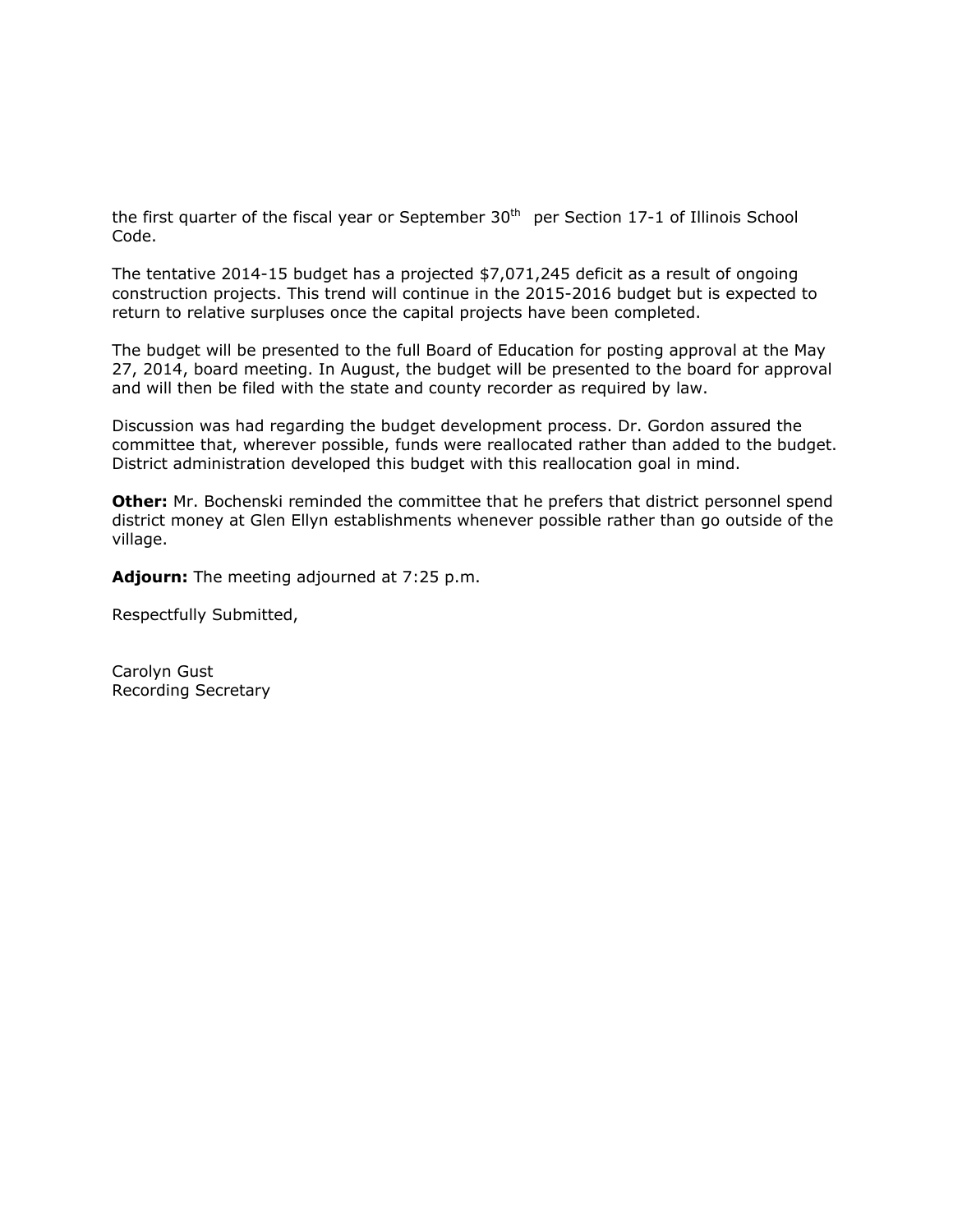the first quarter of the fiscal year or September 30th per Section 17-1 of Illinois School Code.

The tentative 2014-15 budget has a projected $7,071,245 deficit as a result of ongoing construction projects. This trend will continue in the 2015-2016 budget but is expected to return to relative surpluses once the capital projects have been completed.

The budget will be presented to the full Board of Education for posting approval at the May 27, 2014, board meeting. In August, the budget will be presented to the board for approval and will then be filed with the state and county recorder as required by law.

Discussion was had regarding the budget development process. Dr. Gordon assured the committee that, wherever possible, funds were reallocated rather than added to the budget. District administration developed this budget with this reallocation goal in mind.

**Other:** Mr. Bochenski reminded the committee that he prefers that district personnel spend district money at Glen Ellyn establishments whenever possible rather than go outside of the village.

**Adjourn:** The meeting adjourned at 7:25 p.m.

Respectfully Submitted,

Carolyn Gust
Recording Secretary